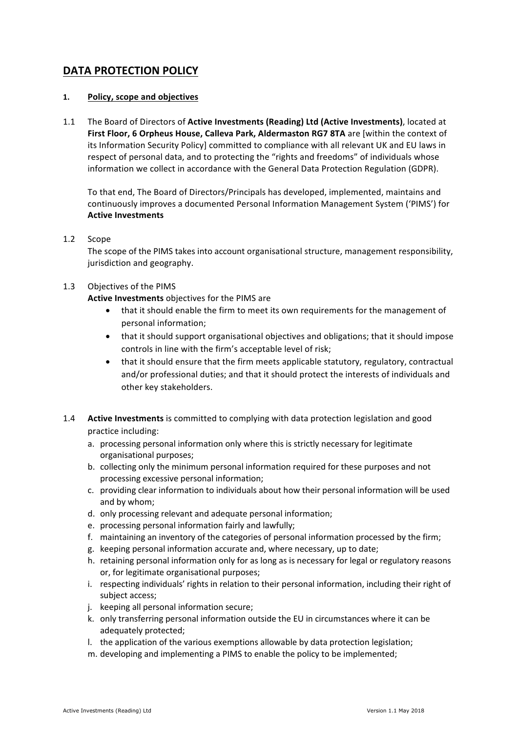# DATA PROTECTION POLICY

## 1. Policy, scope and objectives

1.1 The Board of Directors of **Active Investments (Reading) Ltd (Active Investments)**, located at **First Floor, 6 Orpheus House, Calleva Park, Aldermaston RG7 8TA** are [within the context of its Information Security Policy] committed to compliance with all relevant UK and EU laws in respect of personal data, and to protecting the "rights and freedoms" of individuals whose information we collect in accordance with the General Data Protection Regulation (GDPR).

To that end, The Board of Directors/Principals has developed, implemented, maintains and continuously improves a documented Personal Information Management System ('PIMS') for **Active Investments**

1.2 Scope

The scope of the PIMS takes into account organisational structure, management responsibility, jurisdiction and geography.

1.3 Objectives of the PIMS

**Active Investments** objectives for the PIMS are

- that it should enable the firm to meet its own requirements for the management of personal information;
- that it should support organisational objectives and obligations; that it should impose controls in line with the firm's acceptable level of risk;
- that it should ensure that the firm meets applicable statutory, regulatory, contractual and/or professional duties; and that it should protect the interests of individuals and other key stakeholders.

1.4 **Active Investments** is committed to complying with data protection legislation and good practice including:

a. processing personal information only where this is strictly necessary for legitimate organisational purposes;
b. collecting only the minimum personal information required for these purposes and not processing excessive personal information;
c. providing clear information to individuals about how their personal information will be used and by whom;
d. only processing relevant and adequate personal information;
e. processing personal information fairly and lawfully;
f. maintaining an inventory of the categories of personal information processed by the firm;
g. keeping personal information accurate and, where necessary, up to date;
h. retaining personal information only for as long as is necessary for legal or regulatory reasons or, for legitimate organisational purposes;
i. respecting individuals' rights in relation to their personal information, including their right of subject access;
j. keeping all personal information secure;
k. only transferring personal information outside the EU in circumstances where it can be adequately protected;
l. the application of the various exemptions allowable by data protection legislation;
m. developing and implementing a PIMS to enable the policy to be implemented;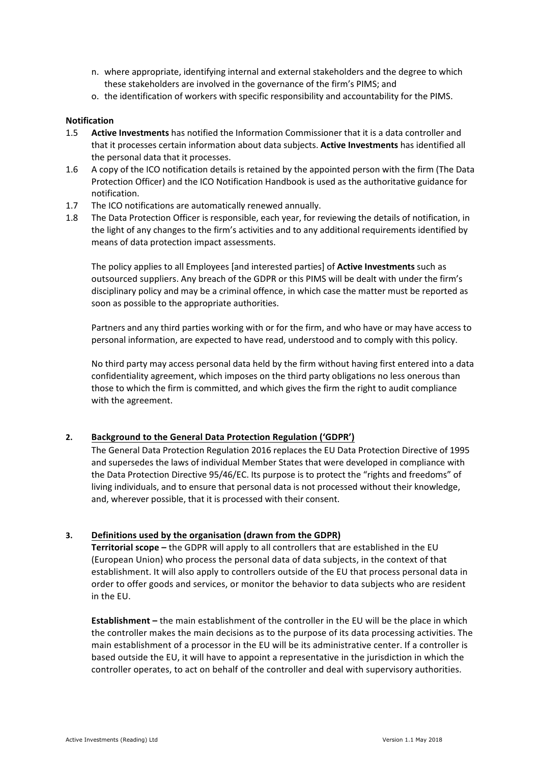n. where appropriate, identifying internal and external stakeholders and the degree to which these stakeholders are involved in the governance of the firm's PIMS; and
o. the identification of workers with specific responsibility and accountability for the PIMS.

**Notification**

1.5 **Active Investments** has notified the Information Commissioner that it is a data controller and that it processes certain information about data subjects. **Active Investments** has identified all the personal data that it processes.

1.6 A copy of the ICO notification details is retained by the appointed person with the firm (The Data Protection Officer) and the ICO Notification Handbook is used as the authoritative guidance for notification.

1.7 The ICO notifications are automatically renewed annually.

1.8 The Data Protection Officer is responsible, each year, for reviewing the details of notification, in the light of any changes to the firm's activities and to any additional requirements identified by means of data protection impact assessments.

The policy applies to all Employees [and interested parties] of **Active Investments** such as outsourced suppliers. Any breach of the GDPR or this PIMS will be dealt with under the firm's disciplinary policy and may be a criminal offence, in which case the matter must be reported as soon as possible to the appropriate authorities.

Partners and any third parties working with or for the firm, and who have or may have access to personal information, are expected to have read, understood and to comply with this policy.

No third party may access personal data held by the firm without having first entered into a data confidentiality agreement, which imposes on the third party obligations no less onerous than those to which the firm is committed, and which gives the firm the right to audit compliance with the agreement.

## 2. Background to the General Data Protection Regulation ('GDPR')

The General Data Protection Regulation 2016 replaces the EU Data Protection Directive of 1995 and supersedes the laws of individual Member States that were developed in compliance with the Data Protection Directive 95/46/EC. Its purpose is to protect the "rights and freedoms" of living individuals, and to ensure that personal data is not processed without their knowledge, and, wherever possible, that it is processed with their consent.

## 3. Definitions used by the organisation (drawn from the GDPR)

**Territorial scope –** the GDPR will apply to all controllers that are established in the EU (European Union) who process the personal data of data subjects, in the context of that establishment. It will also apply to controllers outside of the EU that process personal data in order to offer goods and services, or monitor the behavior to data subjects who are resident in the EU.

**Establishment –** the main establishment of the controller in the EU will be the place in which the controller makes the main decisions as to the purpose of its data processing activities. The main establishment of a processor in the EU will be its administrative center. If a controller is based outside the EU, it will have to appoint a representative in the jurisdiction in which the controller operates, to act on behalf of the controller and deal with supervisory authorities.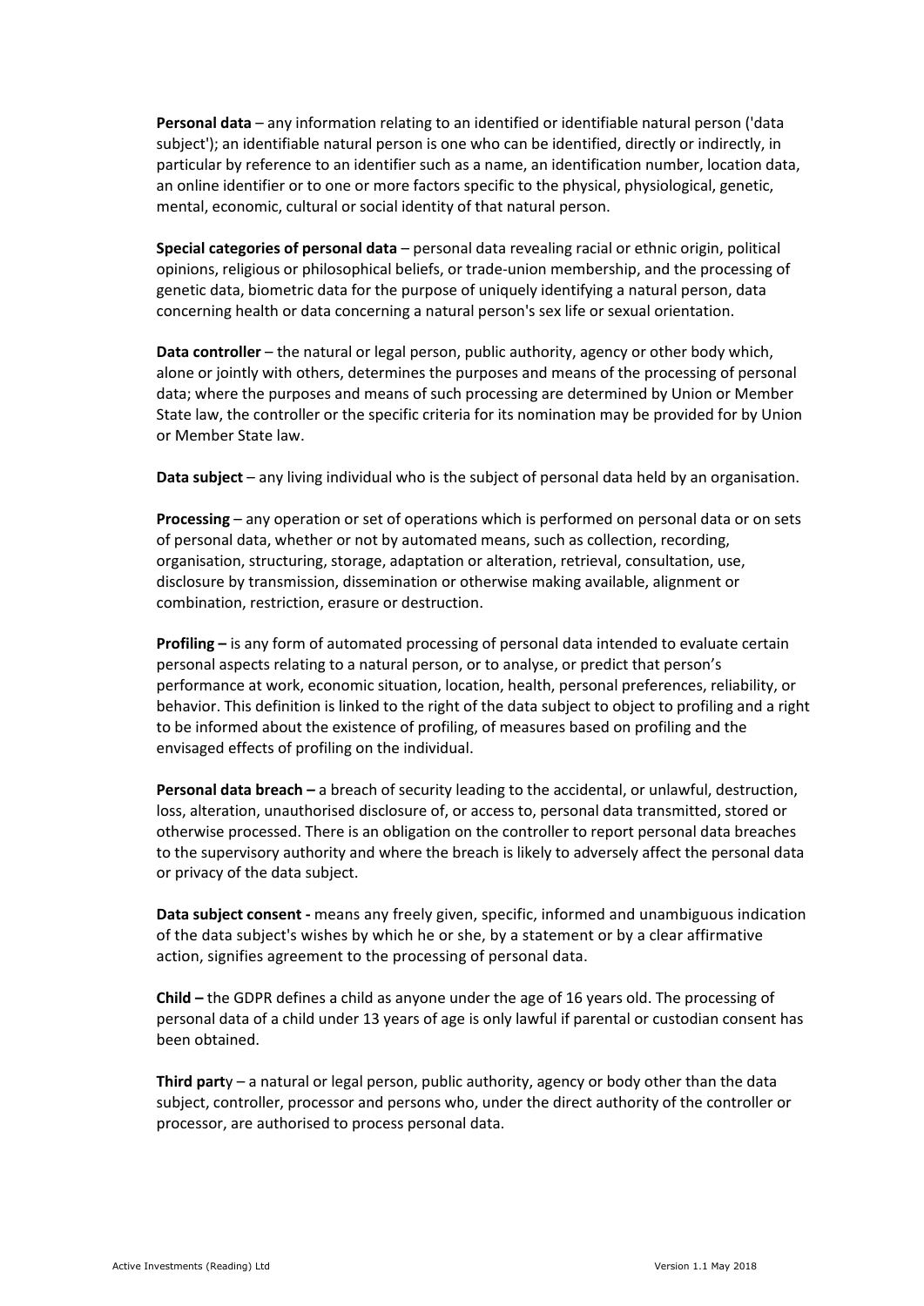**Personal data** – any information relating to an identified or identifiable natural person ('data subject'); an identifiable natural person is one who can be identified, directly or indirectly, in particular by reference to an identifier such as a name, an identification number, location data, an online identifier or to one or more factors specific to the physical, physiological, genetic, mental, economic, cultural or social identity of that natural person.

**Special categories of personal data** – personal data revealing racial or ethnic origin, political opinions, religious or philosophical beliefs, or trade-union membership, and the processing of genetic data, biometric data for the purpose of uniquely identifying a natural person, data concerning health or data concerning a natural person's sex life or sexual orientation.

**Data controller** – the natural or legal person, public authority, agency or other body which, alone or jointly with others, determines the purposes and means of the processing of personal data; where the purposes and means of such processing are determined by Union or Member State law, the controller or the specific criteria for its nomination may be provided for by Union or Member State law.

**Data subject** – any living individual who is the subject of personal data held by an organisation.

**Processing** – any operation or set of operations which is performed on personal data or on sets of personal data, whether or not by automated means, such as collection, recording, organisation, structuring, storage, adaptation or alteration, retrieval, consultation, use, disclosure by transmission, dissemination or otherwise making available, alignment or combination, restriction, erasure or destruction.

**Profiling –** is any form of automated processing of personal data intended to evaluate certain personal aspects relating to a natural person, or to analyse, or predict that person's performance at work, economic situation, location, health, personal preferences, reliability, or behavior. This definition is linked to the right of the data subject to object to profiling and a right to be informed about the existence of profiling, of measures based on profiling and the envisaged effects of profiling on the individual.

**Personal data breach –** a breach of security leading to the accidental, or unlawful, destruction, loss, alteration, unauthorised disclosure of, or access to, personal data transmitted, stored or otherwise processed. There is an obligation on the controller to report personal data breaches to the supervisory authority and where the breach is likely to adversely affect the personal data or privacy of the data subject.

**Data subject consent -** means any freely given, specific, informed and unambiguous indication of the data subject's wishes by which he or she, by a statement or by a clear affirmative action, signifies agreement to the processing of personal data.

**Child –** the GDPR defines a child as anyone under the age of 16 years old. The processing of personal data of a child under 13 years of age is only lawful if parental or custodian consent has been obtained.

**Third part**y – a natural or legal person, public authority, agency or body other than the data subject, controller, processor and persons who, under the direct authority of the controller or processor, are authorised to process personal data.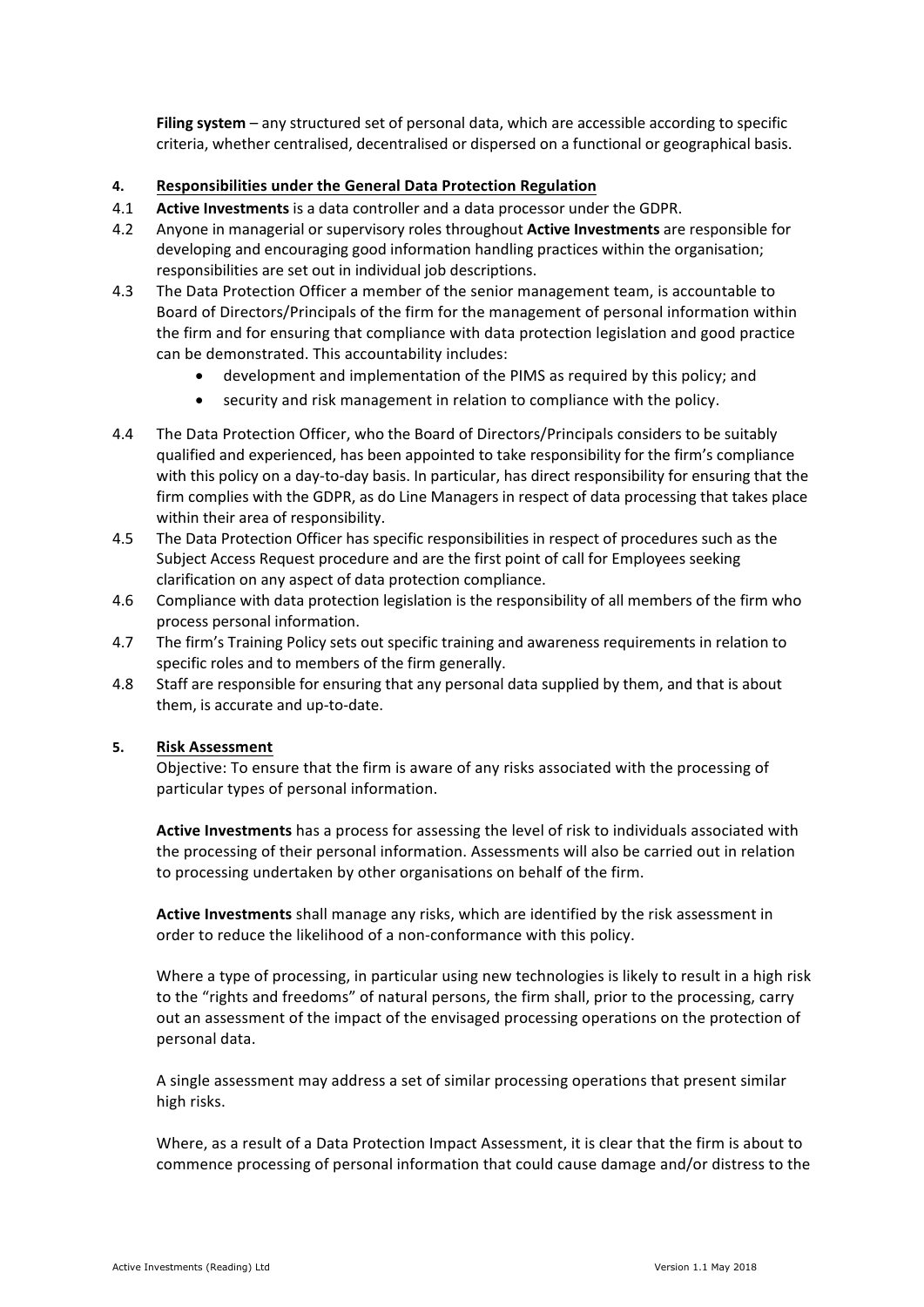**Filing system** – any structured set of personal data, which are accessible according to specific criteria, whether centralised, decentralised or dispersed on a functional or geographical basis.

## 4. Responsibilities under the General Data Protection Regulation

4.1 **Active Investments** is a data controller and a data processor under the GDPR.

4.2 Anyone in managerial or supervisory roles throughout **Active Investments** are responsible for developing and encouraging good information handling practices within the organisation; responsibilities are set out in individual job descriptions.

4.3 The Data Protection Officer a member of the senior management team, is accountable to Board of Directors/Principals of the firm for the management of personal information within the firm and for ensuring that compliance with data protection legislation and good practice can be demonstrated. This accountability includes:

- development and implementation of the PIMS as required by this policy; and
- security and risk management in relation to compliance with the policy.

4.4 The Data Protection Officer, who the Board of Directors/Principals considers to be suitably qualified and experienced, has been appointed to take responsibility for the firm's compliance with this policy on a day-to-day basis. In particular, has direct responsibility for ensuring that the firm complies with the GDPR, as do Line Managers in respect of data processing that takes place within their area of responsibility.

4.5 The Data Protection Officer has specific responsibilities in respect of procedures such as the Subject Access Request procedure and are the first point of call for Employees seeking clarification on any aspect of data protection compliance.

4.6 Compliance with data protection legislation is the responsibility of all members of the firm who process personal information.

4.7 The firm's Training Policy sets out specific training and awareness requirements in relation to specific roles and to members of the firm generally.

4.8 Staff are responsible for ensuring that any personal data supplied by them, and that is about them, is accurate and up-to-date.

## 5. Risk Assessment

Objective: To ensure that the firm is aware of any risks associated with the processing of particular types of personal information.

**Active Investments** has a process for assessing the level of risk to individuals associated with the processing of their personal information. Assessments will also be carried out in relation to processing undertaken by other organisations on behalf of the firm.

**Active Investments** shall manage any risks, which are identified by the risk assessment in order to reduce the likelihood of a non-conformance with this policy.

Where a type of processing, in particular using new technologies is likely to result in a high risk to the "rights and freedoms" of natural persons, the firm shall, prior to the processing, carry out an assessment of the impact of the envisaged processing operations on the protection of personal data.

A single assessment may address a set of similar processing operations that present similar high risks.

Where, as a result of a Data Protection Impact Assessment, it is clear that the firm is about to commence processing of personal information that could cause damage and/or distress to the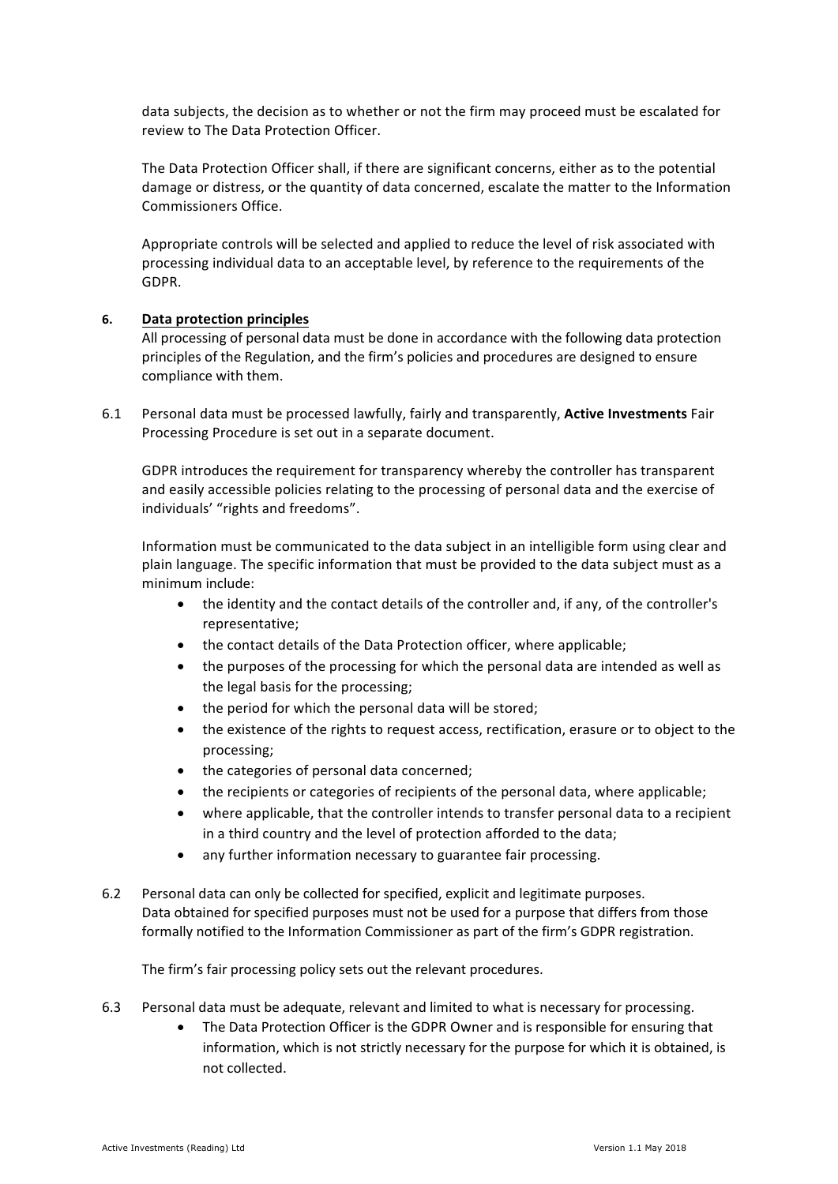data subjects, the decision as to whether or not the firm may proceed must be escalated for review to The Data Protection Officer.

The Data Protection Officer shall, if there are significant concerns, either as to the potential damage or distress, or the quantity of data concerned, escalate the matter to the Information Commissioners Office.

Appropriate controls will be selected and applied to reduce the level of risk associated with processing individual data to an acceptable level, by reference to the requirements of the GDPR.

## 6. Data protection principles

All processing of personal data must be done in accordance with the following data protection principles of the Regulation, and the firm's policies and procedures are designed to ensure compliance with them.

6.1 Personal data must be processed lawfully, fairly and transparently, **Active Investments** Fair Processing Procedure is set out in a separate document.

GDPR introduces the requirement for transparency whereby the controller has transparent and easily accessible policies relating to the processing of personal data and the exercise of individuals' "rights and freedoms".

Information must be communicated to the data subject in an intelligible form using clear and plain language. The specific information that must be provided to the data subject must as a minimum include:

- the identity and the contact details of the controller and, if any, of the controller's representative;
- the contact details of the Data Protection officer, where applicable;
- the purposes of the processing for which the personal data are intended as well as the legal basis for the processing;
- the period for which the personal data will be stored;
- the existence of the rights to request access, rectification, erasure or to object to the processing;
- the categories of personal data concerned;
- the recipients or categories of recipients of the personal data, where applicable;
- where applicable, that the controller intends to transfer personal data to a recipient in a third country and the level of protection afforded to the data;
- any further information necessary to guarantee fair processing.

6.2 Personal data can only be collected for specified, explicit and legitimate purposes. Data obtained for specified purposes must not be used for a purpose that differs from those formally notified to the Information Commissioner as part of the firm's GDPR registration.

The firm's fair processing policy sets out the relevant procedures.

6.3 Personal data must be adequate, relevant and limited to what is necessary for processing.

- The Data Protection Officer is the GDPR Owner and is responsible for ensuring that information, which is not strictly necessary for the purpose for which it is obtained, is not collected.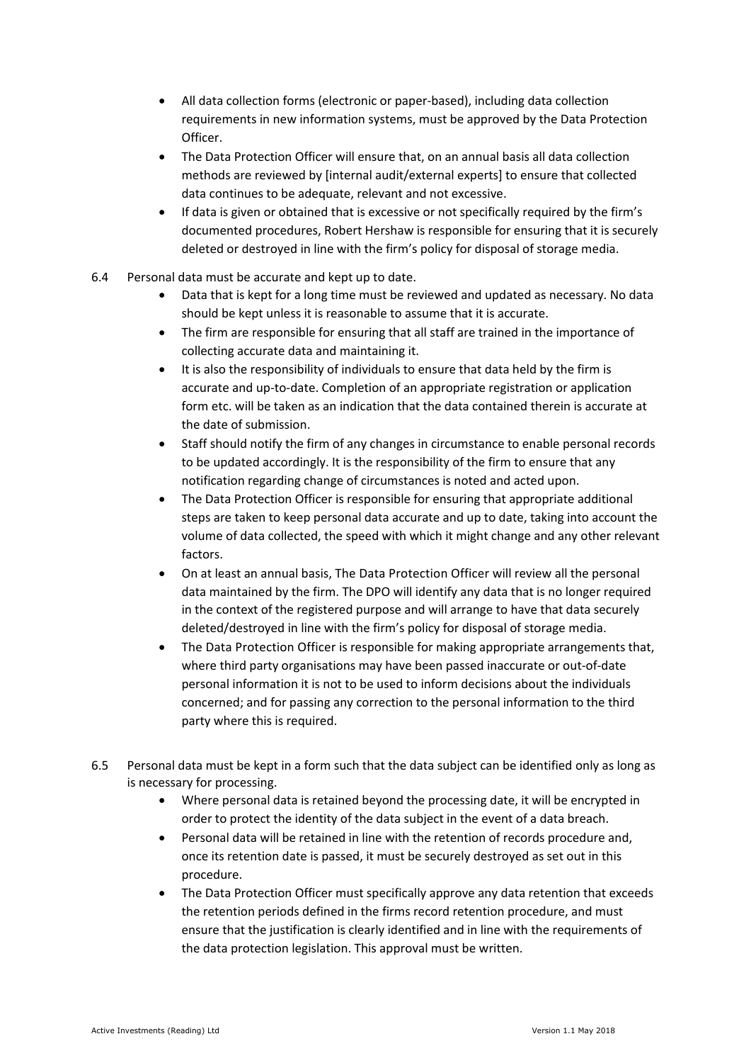- All data collection forms (electronic or paper-based), including data collection requirements in new information systems, must be approved by the Data Protection Officer.
- The Data Protection Officer will ensure that, on an annual basis all data collection methods are reviewed by [internal audit/external experts] to ensure that collected data continues to be adequate, relevant and not excessive.
- If data is given or obtained that is excessive or not specifically required by the firm's documented procedures, Robert Hershaw is responsible for ensuring that it is securely deleted or destroyed in line with the firm's policy for disposal of storage media.

6.4 Personal data must be accurate and kept up to date.

- Data that is kept for a long time must be reviewed and updated as necessary. No data should be kept unless it is reasonable to assume that it is accurate.
- The firm are responsible for ensuring that all staff are trained in the importance of collecting accurate data and maintaining it.
- It is also the responsibility of individuals to ensure that data held by the firm is accurate and up-to-date. Completion of an appropriate registration or application form etc. will be taken as an indication that the data contained therein is accurate at the date of submission.
- Staff should notify the firm of any changes in circumstance to enable personal records to be updated accordingly. It is the responsibility of the firm to ensure that any notification regarding change of circumstances is noted and acted upon.
- The Data Protection Officer is responsible for ensuring that appropriate additional steps are taken to keep personal data accurate and up to date, taking into account the volume of data collected, the speed with which it might change and any other relevant factors.
- On at least an annual basis, The Data Protection Officer will review all the personal data maintained by the firm. The DPO will identify any data that is no longer required in the context of the registered purpose and will arrange to have that data securely deleted/destroyed in line with the firm's policy for disposal of storage media.
- The Data Protection Officer is responsible for making appropriate arrangements that, where third party organisations may have been passed inaccurate or out-of-date personal information it is not to be used to inform decisions about the individuals concerned; and for passing any correction to the personal information to the third party where this is required.

6.5 Personal data must be kept in a form such that the data subject can be identified only as long as is necessary for processing.

- Where personal data is retained beyond the processing date, it will be encrypted in order to protect the identity of the data subject in the event of a data breach.
- Personal data will be retained in line with the retention of records procedure and, once its retention date is passed, it must be securely destroyed as set out in this procedure.
- The Data Protection Officer must specifically approve any data retention that exceeds the retention periods defined in the firms record retention procedure, and must ensure that the justification is clearly identified and in line with the requirements of the data protection legislation. This approval must be written.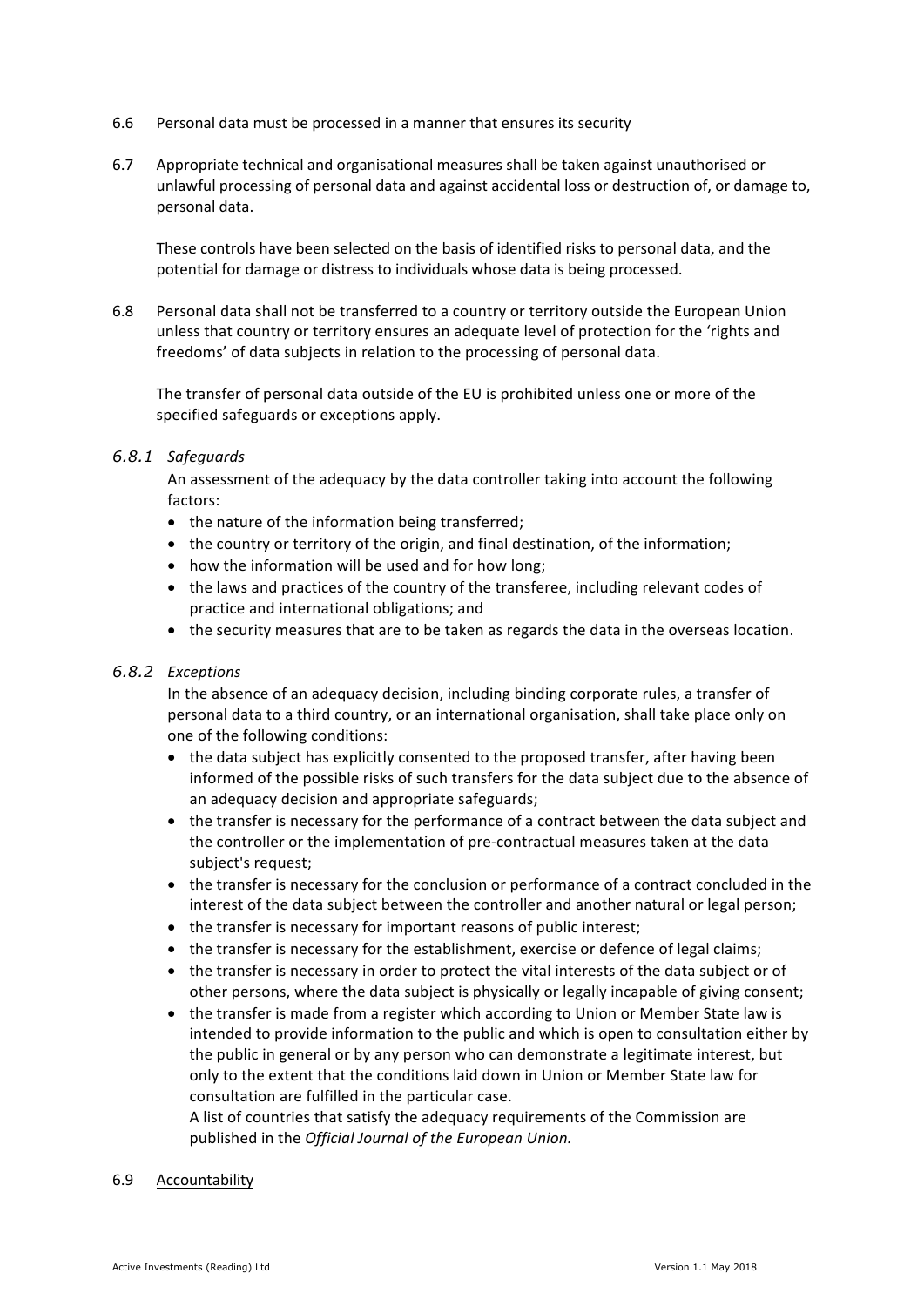6.6 Personal data must be processed in a manner that ensures its security

6.7 Appropriate technical and organisational measures shall be taken against unauthorised or unlawful processing of personal data and against accidental loss or destruction of, or damage to, personal data.

These controls have been selected on the basis of identified risks to personal data, and the potential for damage or distress to individuals whose data is being processed.

6.8 Personal data shall not be transferred to a country or territory outside the European Union unless that country or territory ensures an adequate level of protection for the 'rights and freedoms' of data subjects in relation to the processing of personal data.

The transfer of personal data outside of the EU is prohibited unless one or more of the specified safeguards or exceptions apply.

### *6.8.1 Safeguards*

An assessment of the adequacy by the data controller taking into account the following factors:

- the nature of the information being transferred;
- the country or territory of the origin, and final destination, of the information;
- how the information will be used and for how long;
- the laws and practices of the country of the transferee, including relevant codes of practice and international obligations; and
- the security measures that are to be taken as regards the data in the overseas location.

### *6.8.2 Exceptions*

In the absence of an adequacy decision, including binding corporate rules, a transfer of personal data to a third country, or an international organisation, shall take place only on one of the following conditions:

- the data subject has explicitly consented to the proposed transfer, after having been informed of the possible risks of such transfers for the data subject due to the absence of an adequacy decision and appropriate safeguards;
- the transfer is necessary for the performance of a contract between the data subject and the controller or the implementation of pre-contractual measures taken at the data subject's request;
- the transfer is necessary for the conclusion or performance of a contract concluded in the interest of the data subject between the controller and another natural or legal person;
- the transfer is necessary for important reasons of public interest;
- the transfer is necessary for the establishment, exercise or defence of legal claims;
- the transfer is necessary in order to protect the vital interests of the data subject or of other persons, where the data subject is physically or legally incapable of giving consent;
- the transfer is made from a register which according to Union or Member State law is intended to provide information to the public and which is open to consultation either by the public in general or by any person who can demonstrate a legitimate interest, but only to the extent that the conditions laid down in Union or Member State law for consultation are fulfilled in the particular case.

  A list of countries that satisfy the adequacy requirements of the Commission are published in the *Official Journal of the European Union.*

6.9 <u>Accountability</u>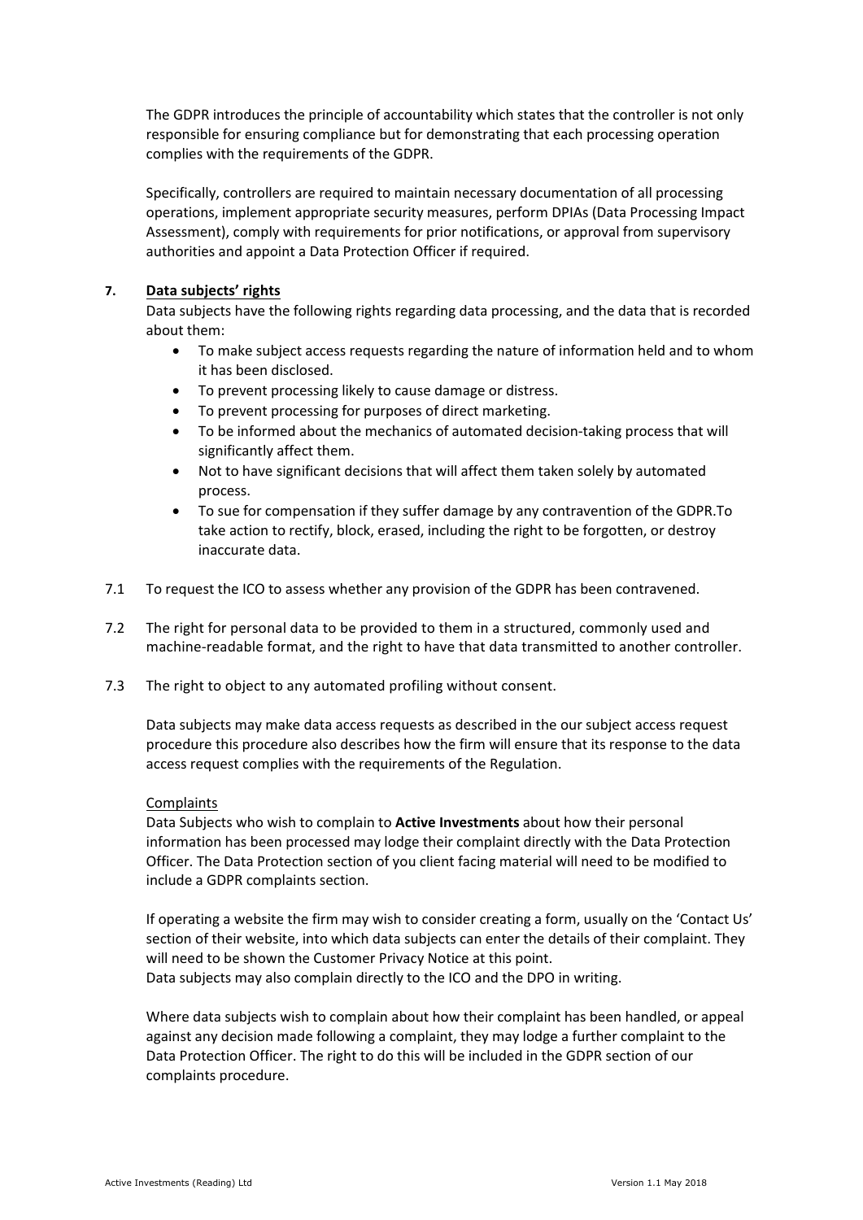The GDPR introduces the principle of accountability which states that the controller is not only responsible for ensuring compliance but for demonstrating that each processing operation complies with the requirements of the GDPR.

Specifically, controllers are required to maintain necessary documentation of all processing operations, implement appropriate security measures, perform DPIAs (Data Processing Impact Assessment), comply with requirements for prior notifications, or approval from supervisory authorities and appoint a Data Protection Officer if required.

**7. Data subjects' rights**

Data subjects have the following rights regarding data processing, and the data that is recorded about them:

- To make subject access requests regarding the nature of information held and to whom it has been disclosed.
- To prevent processing likely to cause damage or distress.
- To prevent processing for purposes of direct marketing.
- To be informed about the mechanics of automated decision-taking process that will significantly affect them.
- Not to have significant decisions that will affect them taken solely by automated process.
- To sue for compensation if they suffer damage by any contravention of the GDPR.To take action to rectify, block, erased, including the right to be forgotten, or destroy inaccurate data.

7.1 To request the ICO to assess whether any provision of the GDPR has been contravened.

7.2 The right for personal data to be provided to them in a structured, commonly used and machine-readable format, and the right to have that data transmitted to another controller.

7.3 The right to object to any automated profiling without consent.

Data subjects may make data access requests as described in the our subject access request procedure this procedure also describes how the firm will ensure that its response to the data access request complies with the requirements of the Regulation.

Complaints

Data Subjects who wish to complain to **Active Investments** about how their personal information has been processed may lodge their complaint directly with the Data Protection Officer. The Data Protection section of you client facing material will need to be modified to include a GDPR complaints section.

If operating a website the firm may wish to consider creating a form, usually on the 'Contact Us' section of their website, into which data subjects can enter the details of their complaint. They will need to be shown the Customer Privacy Notice at this point.
Data subjects may also complain directly to the ICO and the DPO in writing.

Where data subjects wish to complain about how their complaint has been handled, or appeal against any decision made following a complaint, they may lodge a further complaint to the Data Protection Officer. The right to do this will be included in the GDPR section of our complaints procedure.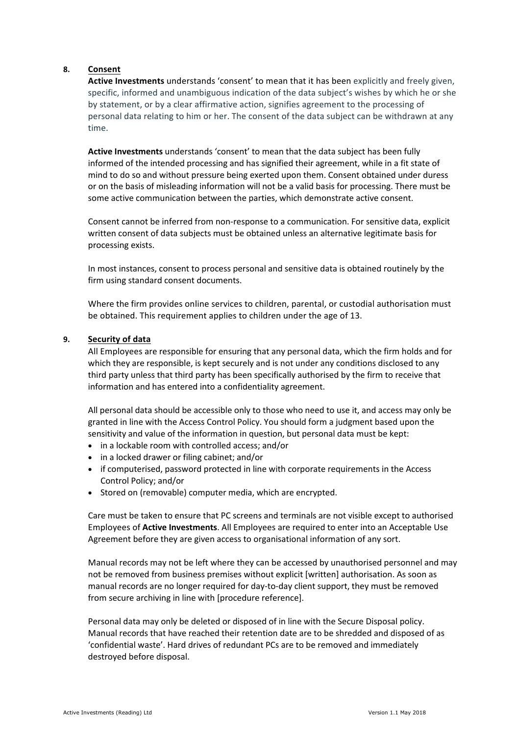## 8. Consent

**Active Investments** understands 'consent' to mean that it has been explicitly and freely given, specific, informed and unambiguous indication of the data subject's wishes by which he or she by statement, or by a clear affirmative action, signifies agreement to the processing of personal data relating to him or her. The consent of the data subject can be withdrawn at any time.

**Active Investments** understands 'consent' to mean that the data subject has been fully informed of the intended processing and has signified their agreement, while in a fit state of mind to do so and without pressure being exerted upon them. Consent obtained under duress or on the basis of misleading information will not be a valid basis for processing. There must be some active communication between the parties, which demonstrate active consent.

Consent cannot be inferred from non-response to a communication. For sensitive data, explicit written consent of data subjects must be obtained unless an alternative legitimate basis for processing exists.

In most instances, consent to process personal and sensitive data is obtained routinely by the firm using standard consent documents.

Where the firm provides online services to children, parental, or custodial authorisation must be obtained. This requirement applies to children under the age of 13.

## 9. Security of data

All Employees are responsible for ensuring that any personal data, which the firm holds and for which they are responsible, is kept securely and is not under any conditions disclosed to any third party unless that third party has been specifically authorised by the firm to receive that information and has entered into a confidentiality agreement.

All personal data should be accessible only to those who need to use it, and access may only be granted in line with the Access Control Policy. You should form a judgment based upon the sensitivity and value of the information in question, but personal data must be kept:

- in a lockable room with controlled access; and/or
- in a locked drawer or filing cabinet; and/or
- if computerised, password protected in line with corporate requirements in the Access Control Policy; and/or
- Stored on (removable) computer media, which are encrypted.

Care must be taken to ensure that PC screens and terminals are not visible except to authorised Employees of **Active Investments**. All Employees are required to enter into an Acceptable Use Agreement before they are given access to organisational information of any sort.

Manual records may not be left where they can be accessed by unauthorised personnel and may not be removed from business premises without explicit [written] authorisation. As soon as manual records are no longer required for day-to-day client support, they must be removed from secure archiving in line with [procedure reference].

Personal data may only be deleted or disposed of in line with the Secure Disposal policy. Manual records that have reached their retention date are to be shredded and disposed of as 'confidential waste'. Hard drives of redundant PCs are to be removed and immediately destroyed before disposal.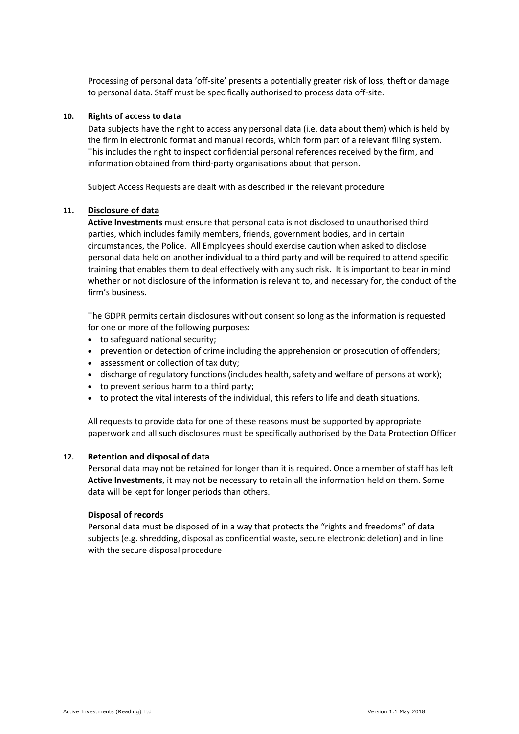Processing of personal data 'off-site' presents a potentially greater risk of loss, theft or damage to personal data. Staff must be specifically authorised to process data off-site.

## 10. Rights of access to data

Data subjects have the right to access any personal data (i.e. data about them) which is held by the firm in electronic format and manual records, which form part of a relevant filing system. This includes the right to inspect confidential personal references received by the firm, and information obtained from third-party organisations about that person.

Subject Access Requests are dealt with as described in the relevant procedure

## 11. Disclosure of data

**Active Investments** must ensure that personal data is not disclosed to unauthorised third parties, which includes family members, friends, government bodies, and in certain circumstances, the Police. All Employees should exercise caution when asked to disclose personal data held on another individual to a third party and will be required to attend specific training that enables them to deal effectively with any such risk. It is important to bear in mind whether or not disclosure of the information is relevant to, and necessary for, the conduct of the firm's business.

The GDPR permits certain disclosures without consent so long as the information is requested for one or more of the following purposes:

- to safeguard national security;
- prevention or detection of crime including the apprehension or prosecution of offenders;
- assessment or collection of tax duty;
- discharge of regulatory functions (includes health, safety and welfare of persons at work);
- to prevent serious harm to a third party;
- to protect the vital interests of the individual, this refers to life and death situations.

All requests to provide data for one of these reasons must be supported by appropriate paperwork and all such disclosures must be specifically authorised by the Data Protection Officer

## 12. Retention and disposal of data

Personal data may not be retained for longer than it is required. Once a member of staff has left **Active Investments**, it may not be necessary to retain all the information held on them. Some data will be kept for longer periods than others.

**Disposal of records**

Personal data must be disposed of in a way that protects the "rights and freedoms" of data subjects (e.g. shredding, disposal as confidential waste, secure electronic deletion) and in line with the secure disposal procedure